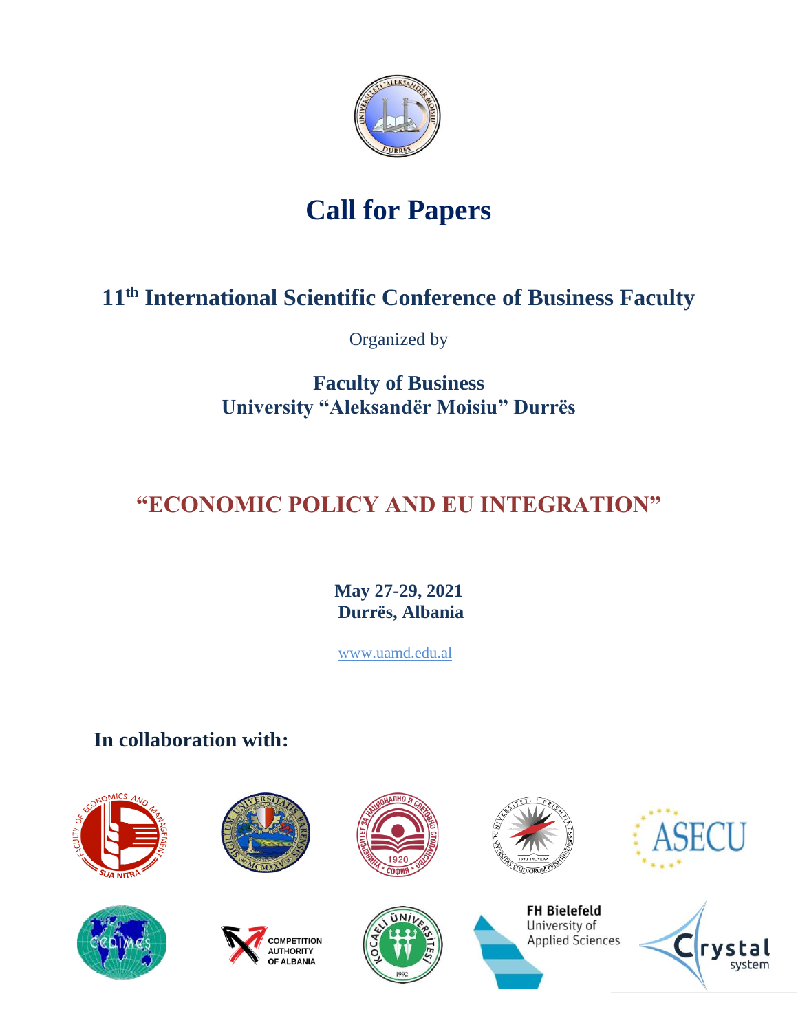# Call for Papers

## 11th International Scientific Conference of Business Faculty

Organized by

**Faculty of Business**
**University "Aleksandër Moisiu" Durrës**

## "ECONOMIC POLICY AND EU INTEGRATION"

**May 27-29, 2021**
**Durrës, Albania**

www.uamd.edu.al

**In collaboration with:**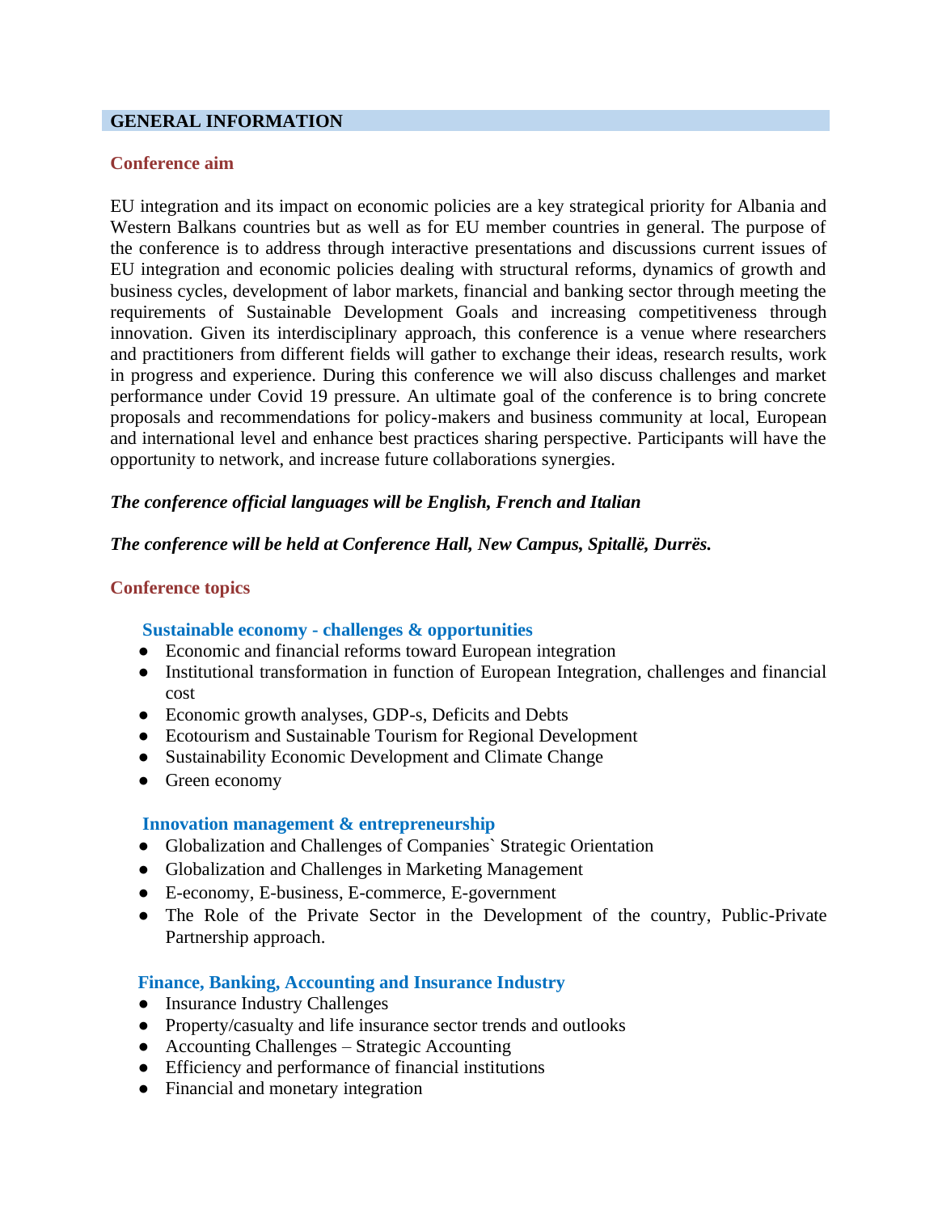## GENERAL INFORMATION

### Conference aim

EU integration and its impact on economic policies are a key strategical priority for Albania and Western Balkans countries but as well as for EU member countries in general. The purpose of the conference is to address through interactive presentations and discussions current issues of EU integration and economic policies dealing with structural reforms, dynamics of growth and business cycles, development of labor markets, financial and banking sector through meeting the requirements of Sustainable Development Goals and increasing competitiveness through innovation. Given its interdisciplinary approach, this conference is a venue where researchers and practitioners from different fields will gather to exchange their ideas, research results, work in progress and experience. During this conference we will also discuss challenges and market performance under Covid 19 pressure. An ultimate goal of the conference is to bring concrete proposals and recommendations for policy-makers and business community at local, European and international level and enhance best practices sharing perspective. Participants will have the opportunity to network, and increase future collaborations synergies.

***The conference official languages will be English, French and Italian***

***The conference will be held at Conference Hall, New Campus, Spitallë, Durrës.***

### Conference topics

#### Sustainable economy - challenges & opportunities

- Economic and financial reforms toward European integration
- Institutional transformation in function of European Integration, challenges and financial cost
- Economic growth analyses, GDP-s, Deficits and Debts
- Ecotourism and Sustainable Tourism for Regional Development
- Sustainability Economic Development and Climate Change
- Green economy

#### Innovation management & entrepreneurship

- Globalization and Challenges of Companies` Strategic Orientation
- Globalization and Challenges in Marketing Management
- E-economy, E-business, E-commerce, E-government
- The Role of the Private Sector in the Development of the country, Public-Private Partnership approach.

#### Finance, Banking, Accounting and Insurance Industry

- Insurance Industry Challenges
- Property/casualty and life insurance sector trends and outlooks
- Accounting Challenges – Strategic Accounting
- Efficiency and performance of financial institutions
- Financial and monetary integration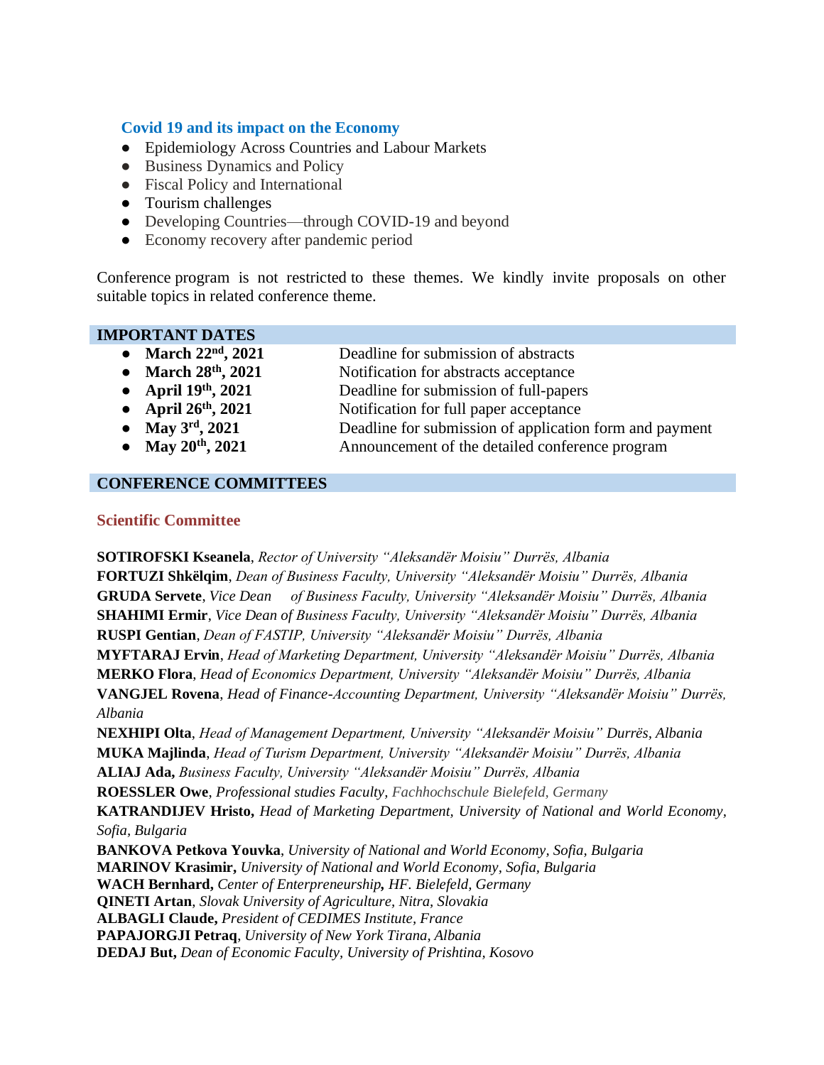### Covid 19 and its impact on the Economy

- Epidemiology Across Countries and Labour Markets
- Business Dynamics and Policy
- Fiscal Policy and International
- Tourism challenges
- Developing Countries—through COVID-19 and beyond
- Economy recovery after pandemic period

Conference program is not restricted to these themes. We kindly invite proposals on other suitable topics in related conference theme.

## IMPORTANT DATES

| | |
|---|---|
| **March 22nd, 2021** | Deadline for submission of abstracts |
| **March 28th, 2021** | Notification for abstracts acceptance |
| **April 19th, 2021** | Deadline for submission of full-papers |
| **April 26th, 2021** | Notification for full paper acceptance |
| **May 3rd, 2021** | Deadline for submission of application form and payment |
| **May 20th, 2021** | Announcement of the detailed conference program |

## CONFERENCE COMMITTEES

### Scientific Committee

**SOTIROFSKI Kseanela**, *Rector of University "Aleksandër Moisiu" Durrës, Albania*
**FORTUZI Shkëlqim**, *Dean of Business Faculty, University "Aleksandër Moisiu" Durrës, Albania*
**GRUDA Servete**, *Vice Dean of Business Faculty, University "Aleksandër Moisiu" Durrës, Albania*
**SHAHIMI Ermir**, *Vice Dean of Business Faculty, University "Aleksandër Moisiu" Durrës, Albania*
**RUSPI Gentian**, *Dean of FASTIP, University "Aleksandër Moisiu" Durrës, Albania*
**MYFTARAJ Ervin**, *Head of Marketing Department, University "Aleksandër Moisiu" Durrës, Albania*
**MERKO Flora**, *Head of Economics Department, University "Aleksandër Moisiu" Durrës, Albania*
**VANGJEL Rovena**, *Head of Finance-Accounting Department, University "Aleksandër Moisiu" Durrës, Albania*
**NEXHIPI Olta**, *Head of Management Department, University "Aleksandër Moisiu" Durrës, Albania*
**MUKA Majlinda**, *Head of Turism Department, University "Aleksandër Moisiu" Durrës, Albania*
**ALIAJ Ada,** *Business Faculty, University "Aleksandër Moisiu" Durrës, Albania*
**ROESSLER Owe**, *Professional studies Faculty, Fachhochschule Bielefeld, Germany*
**KATRANDIJEV Hristo,** *Head of Marketing Department, University of National and World Economy, Sofia, Bulgaria*
**BANKOVA Petkova Youvka**, *University of National and World Economy, Sofia, Bulgaria*
**MARINOV Krasimir,** *University of National and World Economy, Sofia, Bulgaria*
**WACH Bernhard,** *Center of Enterpreneurship, HF. Bielefeld, Germany*
**QINETI Artan**, *Slovak University of Agriculture, Nitra, Slovakia*
**ALBAGLI Claude,** *President of CEDIMES Institute, France*
**PAPAJORGJI Petraq**, *University of New York Tirana, Albania*
**DEDAJ But,** *Dean of Economic Faculty, University of Prishtina, Kosovo*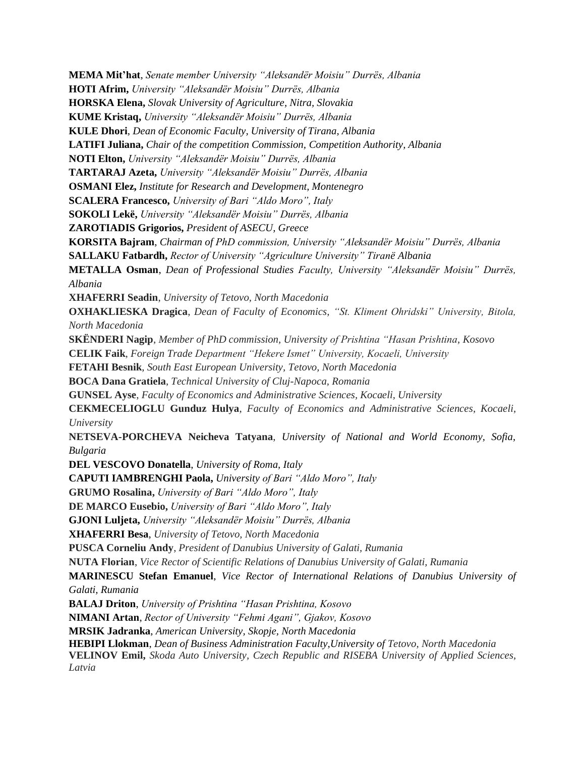**MEMA Mit'hat**, *Senate member University "Aleksandër Moisiu" Durrës, Albania*
**HOTI Afrim,** *University "Aleksandër Moisiu" Durrës, Albania*
**HORSKA Elena,** *Slovak University of Agriculture, Nitra, Slovakia*
**KUME Kristaq,** *University "Aleksandër Moisiu" Durrës, Albania*
**KULE Dhori**, *Dean of Economic Faculty, University of Tirana, Albania*
**LATIFI Juliana,** *Chair of the competition Commission, Competition Authority, Albania*
**NOTI Elton,** *University "Aleksandër Moisiu" Durrës, Albania*
**TARTARAJ Azeta,** *University "Aleksandër Moisiu" Durrës, Albania*
**OSMANI Elez,** *Institute for Research and Development, Montenegro*
**SCALERA Francesco,** *University of Bari "Aldo Moro", Italy*
**SOKOLI Lekë,** *University "Aleksandër Moisiu" Durrës, Albania*
**ZAROTIADIS Grigorios,** *President of ASECU, Greece*
**KORSITA Bajram**, *Chairman of PhD commission, University "Aleksandër Moisiu" Durrës, Albania*
**SALLAKU Fatbardh,** *Rector of University "Agriculture University" Tiranë Albania*
**METALLA Osman**, *Dean of Professional Studies Faculty, University "Aleksandër Moisiu" Durrës, Albania*
**XHAFERRI Seadin**, *University of Tetovo, North Macedonia*
**OXHAKLIESKA Dragica**, *Dean of Faculty of Economics, "St. Kliment Ohridski" University, Bitola, North Macedonia*
**SKËNDERI Nagip**, *Member of PhD commission, University of Prishtina "Hasan Prishtina, Kosovo*
**CELIK Faik**, *Foreign Trade Department "Hekere Ismet" University, Kocaeli, University*
**FETAHI Besnik**, *South East European University, Tetovo, North Macedonia*
**BOCA Dana Gratiela**, *Technical University of Cluj-Napoca, Romania*
**GUNSEL Ayse**, *Faculty of Economics and Administrative Sciences, Kocaeli, University*
**CEKMECELIOGLU Gunduz Hulya**, *Faculty of Economics and Administrative Sciences, Kocaeli, University*
**NETSEVA-PORCHEVA Neicheva Tatyana**, *University of National and World Economy, Sofia, Bulgaria*
**DEL VESCOVO Donatella**, *University of Roma, Italy*
**CAPUTI IAMBRENGHI Paola,** *University of Bari "Aldo Moro", Italy*
**GRUMO Rosalina,** *University of Bari "Aldo Moro", Italy*
**DE MARCO Eusebio,** *University of Bari "Aldo Moro", Italy*
**GJONI Luljeta,** *University "Aleksandër Moisiu" Durrës, Albania*
**XHAFERRI Besa**, *University of Tetovo, North Macedonia*
**PUSCA Corneliu Andy**, *President of Danubius University of Galati, Rumania*
**NUTA Florian**, *Vice Rector of Scientific Relations of Danubius University of Galati, Rumania*
**MARINESCU Stefan Emanuel**, *Vice Rector of International Relations of Danubius University of Galati, Rumania*
**BALAJ Driton**, *University of Prishtina "Hasan Prishtina, Kosovo*
**NIMANI Artan**, *Rector of University "Fehmi Agani", Gjakov, Kosovo*
**MRSIK Jadranka**, *American University, Skopje, North Macedonia*
**HEBIPI Llokman**, *Dean of Business Administration Faculty,University of Tetovo, North Macedonia*
**VELINOV Emil,** *Skoda Auto University, Czech Republic and RISEBA University of Applied Sciences, Latvia*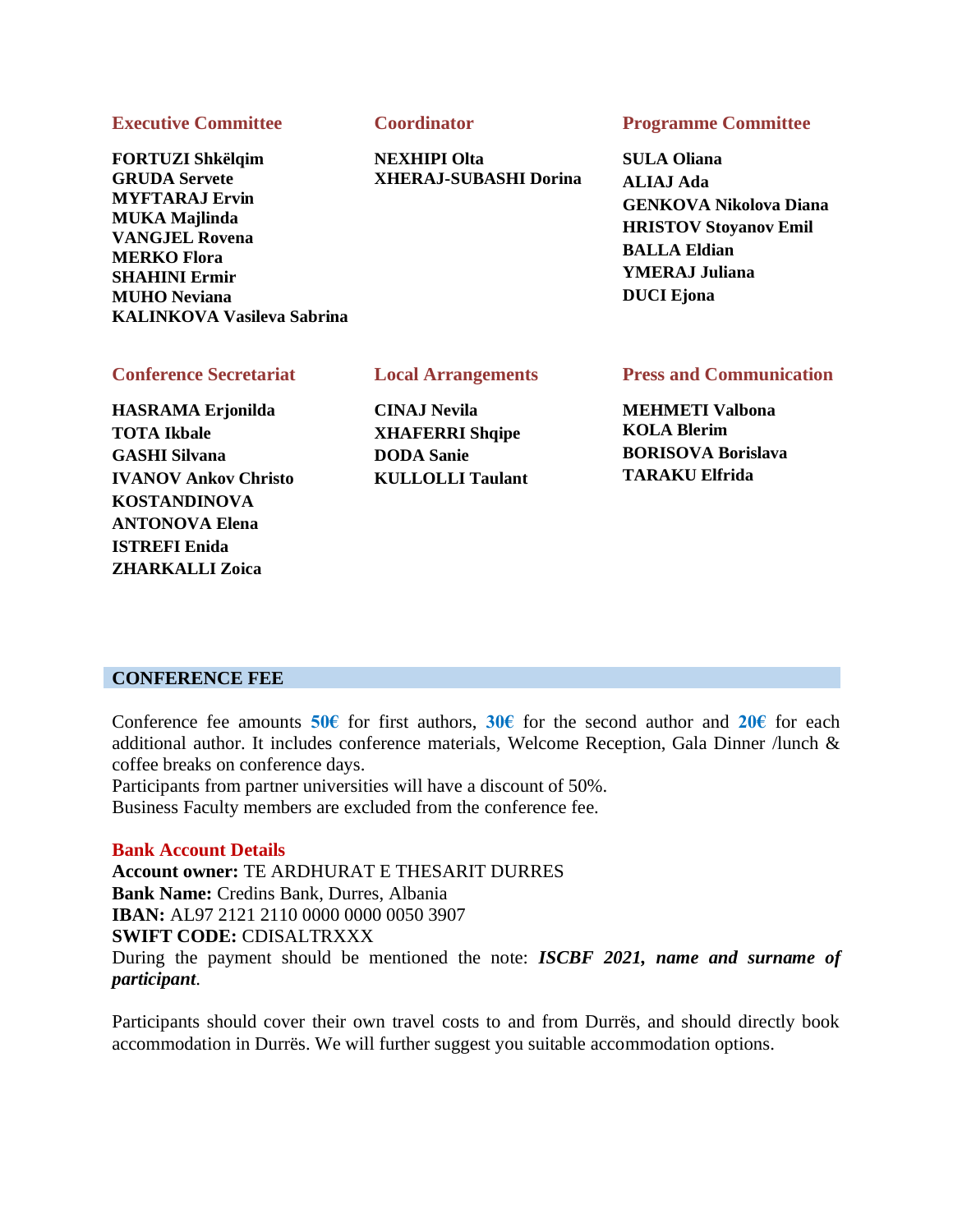### Executive Committee

**FORTUZI Shkëlqim**
**GRUDA Servete**
**MYFTARAJ Ervin**
**MUKA Majlinda**
**VANGJEL Rovena**
**MERKO Flora**
**SHAHINI Ermir**
**MUHO Neviana**
**KALINKOVA Vasileva Sabrina**

### Coordinator

**NEXHIPI Olta**
**XHERAJ-SUBASHI Dorina**

### Programme Committee

**SULA Oliana**
**ALIAJ Ada**
**GENKOVA Nikolova Diana**
**HRISTOV Stoyanov Emil**
**BALLA Eldian**
**YMERAJ Juliana**
**DUCI Ejona**

### Conference Secretariat

**HASRAMA Erjonilda**
**TOTA Ikbale**
**GASHI Silvana**
**IVANOV Ankov Christo**
**KOSTANDINOVA**
**ANTONOVA Elena**
**ISTREFI Enida**
**ZHARKALLI Zoica**

### Local Arrangements

**CINAJ Nevila**
**XHAFERRI Shqipe**
**DODA Sanie**
**KULLOLLI Taulant**

### Press and Communication

**MEHMETI Valbona**
**KOLA Blerim**
**BORISOVA Borislava**
**TARAKU Elfrida**

## CONFERENCE FEE

Conference fee amounts **50€** for first authors, **30€** for the second author and **20€** for each additional author. It includes conference materials, Welcome Reception, Gala Dinner /lunch & coffee breaks on conference days.
Participants from partner universities will have a discount of 50%.
Business Faculty members are excluded from the conference fee.

### Bank Account Details

**Account owner:** TE ARDHURAT E THESARIT DURRES
**Bank Name:** Credins Bank, Durres, Albania
**IBAN:** AL97 2121 2110 0000 0000 0050 3907
**SWIFT CODE:** CDISALTRXXX
During the payment should be mentioned the note: ***ISCBF 2021, name and surname of participant***.

Participants should cover their own travel costs to and from Durrës, and should directly book accommodation in Durrës. We will further suggest you suitable accommodation options.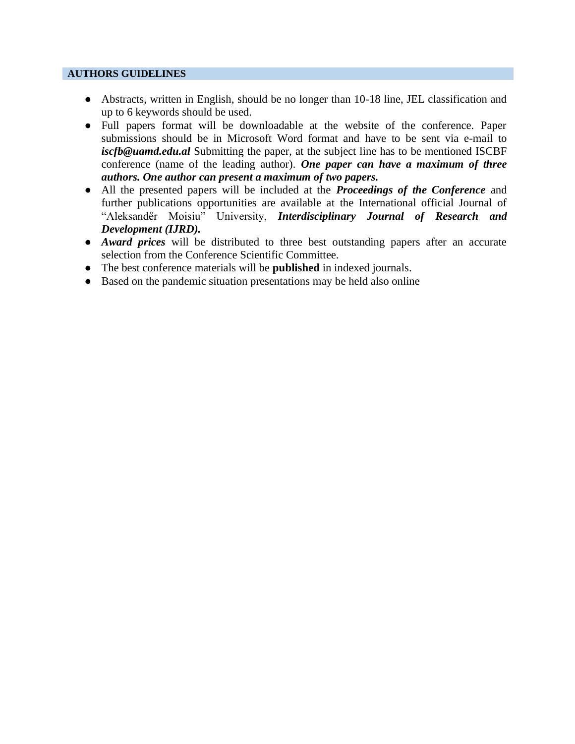## AUTHORS GUIDELINES

- Abstracts, written in English, should be no longer than 10-18 line, JEL classification and up to 6 keywords should be used.
- Full papers format will be downloadable at the website of the conference. Paper submissions should be in Microsoft Word format and have to be sent via e-mail to ***iscfb@uamd.edu.al*** Submitting the paper, at the subject line has to be mentioned ISCBF conference (name of the leading author). ***One paper can have a maximum of three authors. One author can present a maximum of two papers.***
- All the presented papers will be included at the ***Proceedings of the Conference*** and further publications opportunities are available at the International official Journal of "Aleksandër Moisiu" University, ***Interdisciplinary Journal of Research and Development (IJRD).***
- ***Award prices*** will be distributed to three best outstanding papers after an accurate selection from the Conference Scientific Committee.
- The best conference materials will be **published** in indexed journals.
- Based on the pandemic situation presentations may be held also online